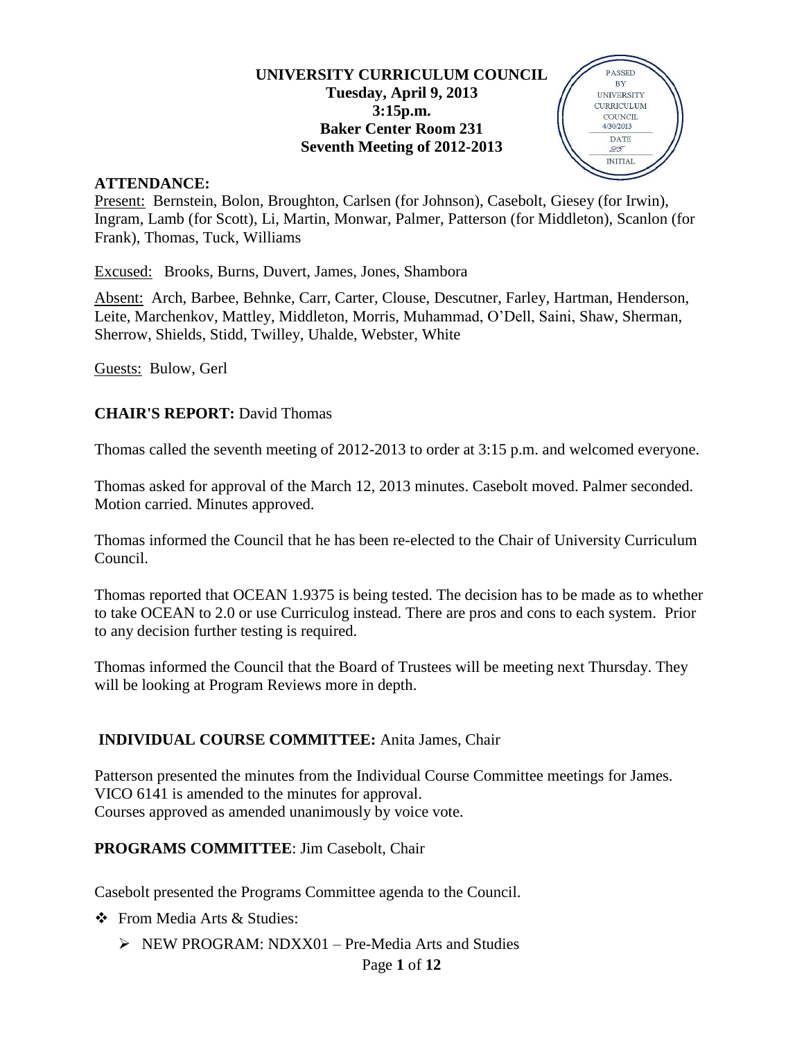**UNIVERSITY CURRICULUM COUNCIL**
**Tuesday, April 9, 2013**
**3:15p.m.**
**Baker Center Room 231**
**Seventh Meeting of 2012-2013**

PASSED BY UNIVERSITY CURRICULUM COUNCIL 4/30/2013 DATE INITIAL

**ATTENDANCE:**

Present: Bernstein, Bolon, Broughton, Carlsen (for Johnson), Casebolt, Giesey (for Irwin), Ingram, Lamb (for Scott), Li, Martin, Monwar, Palmer, Patterson (for Middleton), Scanlon (for Frank), Thomas, Tuck, Williams

Excused: Brooks, Burns, Duvert, James, Jones, Shambora

Absent: Arch, Barbee, Behnke, Carr, Carter, Clouse, Descutner, Farley, Hartman, Henderson, Leite, Marchenkov, Mattley, Middleton, Morris, Muhammad, O'Dell, Saini, Shaw, Sherman, Sherrow, Shields, Stidd, Twilley, Uhalde, Webster, White

Guests: Bulow, Gerl

**CHAIR'S REPORT:** David Thomas

Thomas called the seventh meeting of 2012-2013 to order at 3:15 p.m. and welcomed everyone.

Thomas asked for approval of the March 12, 2013 minutes. Casebolt moved. Palmer seconded. Motion carried. Minutes approved.

Thomas informed the Council that he has been re-elected to the Chair of University Curriculum Council.

Thomas reported that OCEAN 1.9375 is being tested. The decision has to be made as to whether to take OCEAN to 2.0 or use Curriculog instead. There are pros and cons to each system. Prior to any decision further testing is required.

Thomas informed the Council that the Board of Trustees will be meeting next Thursday. They will be looking at Program Reviews more in depth.

**INDIVIDUAL COURSE COMMITTEE:** Anita James, Chair

Patterson presented the minutes from the Individual Course Committee meetings for James. VICO 6141 is amended to the minutes for approval.
Courses approved as amended unanimously by voice vote.

**PROGRAMS COMMITTEE**: Jim Casebolt, Chair

Casebolt presented the Programs Committee agenda to the Council.

- From Media Arts & Studies:
  - NEW PROGRAM: NDXX01 – Pre-Media Arts and Studies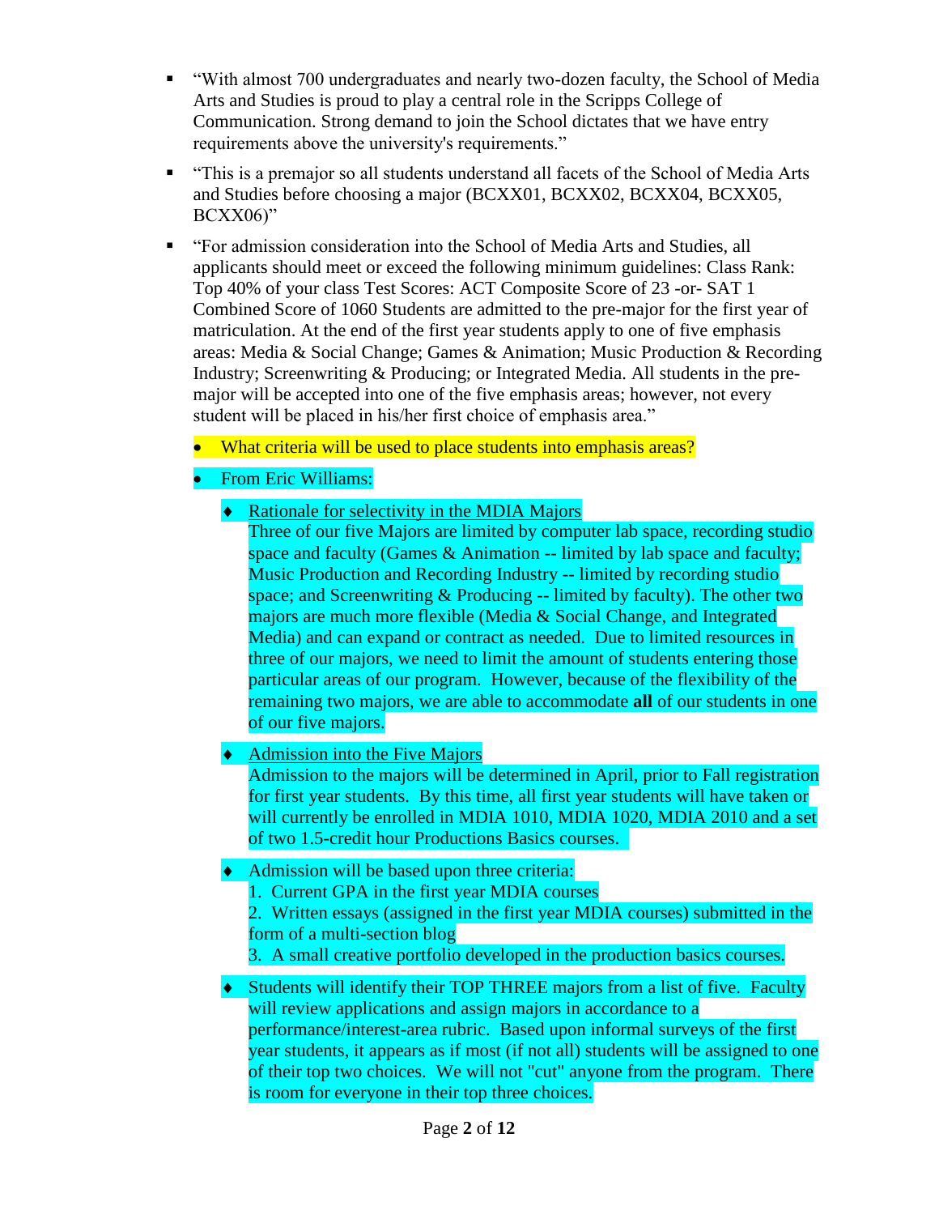- "With almost 700 undergraduates and nearly two-dozen faculty, the School of Media Arts and Studies is proud to play a central role in the Scripps College of Communication. Strong demand to join the School dictates that we have entry requirements above the university's requirements."
- "This is a premajor so all students understand all facets of the School of Media Arts and Studies before choosing a major (BCXX01, BCXX02, BCXX04, BCXX05, BCXX06)"
- "For admission consideration into the School of Media Arts and Studies, all applicants should meet or exceed the following minimum guidelines: Class Rank: Top 40% of your class Test Scores: ACT Composite Score of 23 -or- SAT 1 Combined Score of 1060 Students are admitted to the pre-major for the first year of matriculation. At the end of the first year students apply to one of five emphasis areas: Media & Social Change; Games & Animation; Music Production & Recording Industry; Screenwriting & Producing; or Integrated Media. All students in the pre-major will be accepted into one of the five emphasis areas; however, not every student will be placed in his/her first choice of emphasis area."
  - What criteria will be used to place students into emphasis areas?
  - From Eric Williams:
    - Rationale for selectivity in the MDIA Majors
      Three of our five Majors are limited by computer lab space, recording studio space and faculty (Games & Animation -- limited by lab space and faculty; Music Production and Recording Industry -- limited by recording studio space; and Screenwriting & Producing -- limited by faculty). The other two majors are much more flexible (Media & Social Change, and Integrated Media) and can expand or contract as needed. Due to limited resources in three of our majors, we need to limit the amount of students entering those particular areas of our program. However, because of the flexibility of the remaining two majors, we are able to accommodate **all** of our students in one of our five majors.
    - Admission into the Five Majors
      Admission to the majors will be determined in April, prior to Fall registration for first year students. By this time, all first year students will have taken or will currently be enrolled in MDIA 1010, MDIA 1020, MDIA 2010 and a set of two 1.5-credit hour Productions Basics courses.
    - Admission will be based upon three criteria:
      1. Current GPA in the first year MDIA courses
      2. Written essays (assigned in the first year MDIA courses) submitted in the form of a multi-section blog
      3. A small creative portfolio developed in the production basics courses.
    - Students will identify their TOP THREE majors from a list of five. Faculty will review applications and assign majors in accordance to a performance/interest-area rubric. Based upon informal surveys of the first year students, it appears as if most (if not all) students will be assigned to one of their top two choices. We will not "cut" anyone from the program. There is room for everyone in their top three choices.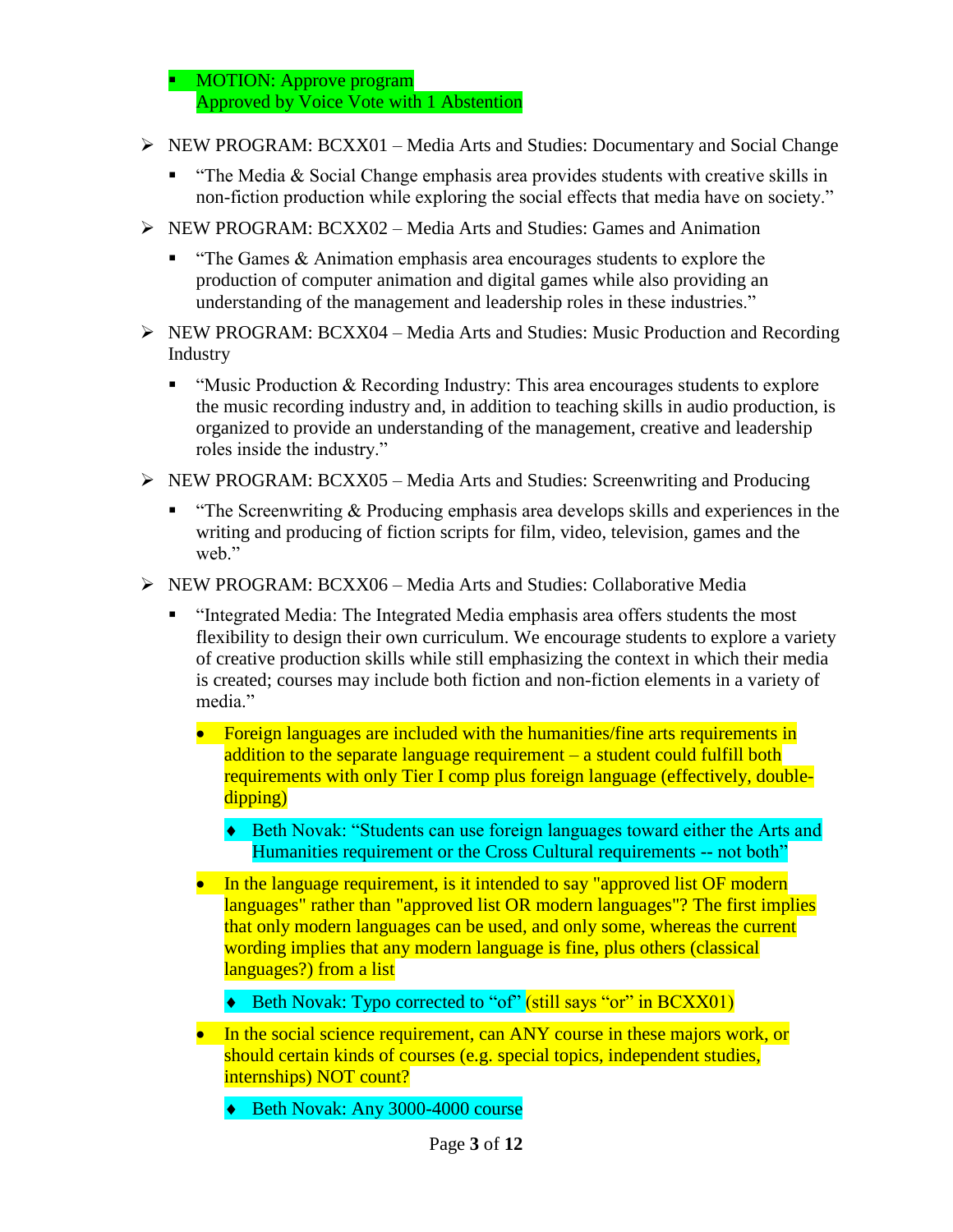- MOTION: Approve program
  Approved by Voice Vote with 1 Abstention

- NEW PROGRAM: BCXX01 – Media Arts and Studies: Documentary and Social Change
  - "The Media & Social Change emphasis area provides students with creative skills in non-fiction production while exploring the social effects that media have on society."
- NEW PROGRAM: BCXX02 – Media Arts and Studies: Games and Animation
  - "The Games & Animation emphasis area encourages students to explore the production of computer animation and digital games while also providing an understanding of the management and leadership roles in these industries."
- NEW PROGRAM: BCXX04 – Media Arts and Studies: Music Production and Recording Industry
  - "Music Production & Recording Industry: This area encourages students to explore the music recording industry and, in addition to teaching skills in audio production, is organized to provide an understanding of the management, creative and leadership roles inside the industry."
- NEW PROGRAM: BCXX05 – Media Arts and Studies: Screenwriting and Producing
  - "The Screenwriting & Producing emphasis area develops skills and experiences in the writing and producing of fiction scripts for film, video, television, games and the web."
- NEW PROGRAM: BCXX06 – Media Arts and Studies: Collaborative Media
  - "Integrated Media: The Integrated Media emphasis area offers students the most flexibility to design their own curriculum. We encourage students to explore a variety of creative production skills while still emphasizing the context in which their media is created; courses may include both fiction and non-fiction elements in a variety of media."
    - Foreign languages are included with the humanities/fine arts requirements in addition to the separate language requirement – a student could fulfill both requirements with only Tier I comp plus foreign language (effectively, double-dipping)
      - Beth Novak: "Students can use foreign languages toward either the Arts and Humanities requirement or the Cross Cultural requirements -- not both"
    - In the language requirement, is it intended to say "approved list OF modern languages" rather than "approved list OR modern languages"? The first implies that only modern languages can be used, and only some, whereas the current wording implies that any modern language is fine, plus others (classical languages?) from a list
      - Beth Novak: Typo corrected to "of" (still says "or" in BCXX01)
    - In the social science requirement, can ANY course in these majors work, or should certain kinds of courses (e.g. special topics, independent studies, internships) NOT count?
      - Beth Novak: Any 3000-4000 course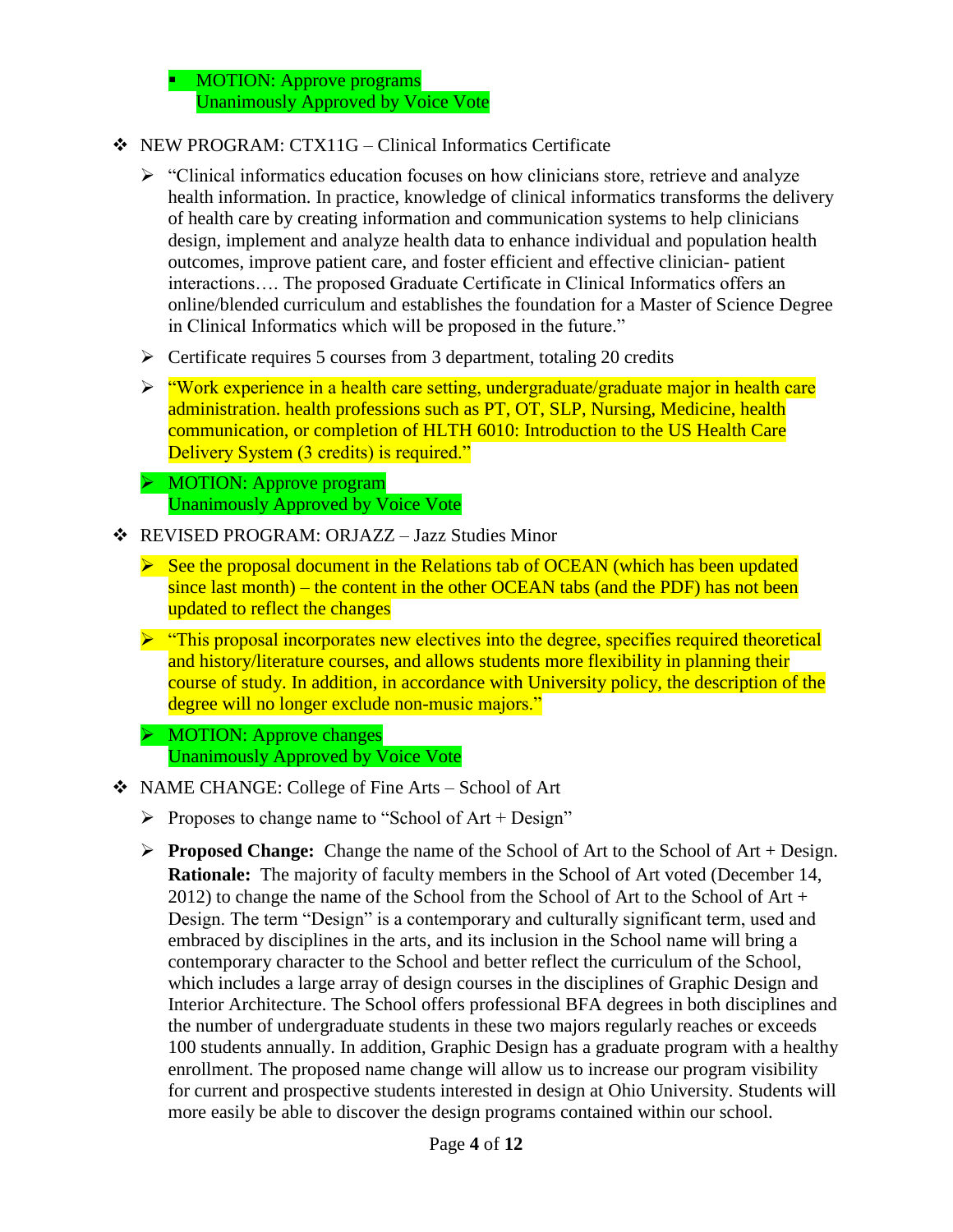- MOTION: Approve programs
    Unanimously Approved by Voice Vote

- NEW PROGRAM: CTX11G – Clinical Informatics Certificate

  - "Clinical informatics education focuses on how clinicians store, retrieve and analyze health information. In practice, knowledge of clinical informatics transforms the delivery of health care by creating information and communication systems to help clinicians design, implement and analyze health data to enhance individual and population health outcomes, improve patient care, and foster efficient and effective clinician- patient interactions…. The proposed Graduate Certificate in Clinical Informatics offers an online/blended curriculum and establishes the foundation for a Master of Science Degree in Clinical Informatics which will be proposed in the future."
  - Certificate requires 5 courses from 3 department, totaling 20 credits
  - "Work experience in a health care setting, undergraduate/graduate major in health care administration. health professions such as PT, OT, SLP, Nursing, Medicine, health communication, or completion of HLTH 6010: Introduction to the US Health Care Delivery System (3 credits) is required."
  - MOTION: Approve program
    Unanimously Approved by Voice Vote

- REVISED PROGRAM: ORJAZZ – Jazz Studies Minor

  - See the proposal document in the Relations tab of OCEAN (which has been updated since last month) – the content in the other OCEAN tabs (and the PDF) has not been updated to reflect the changes
  - "This proposal incorporates new electives into the degree, specifies required theoretical and history/literature courses, and allows students more flexibility in planning their course of study. In addition, in accordance with University policy, the description of the degree will no longer exclude non-music majors."
  - MOTION: Approve changes
    Unanimously Approved by Voice Vote

- NAME CHANGE: College of Fine Arts – School of Art

  - Proposes to change name to "School of Art + Design"
  - **Proposed Change:** Change the name of the School of Art to the School of Art + Design. **Rationale:** The majority of faculty members in the School of Art voted (December 14, 2012) to change the name of the School from the School of Art to the School of Art + Design. The term "Design" is a contemporary and culturally significant term, used and embraced by disciplines in the arts, and its inclusion in the School name will bring a contemporary character to the School and better reflect the curriculum of the School, which includes a large array of design courses in the disciplines of Graphic Design and Interior Architecture. The School offers professional BFA degrees in both disciplines and the number of undergraduate students in these two majors regularly reaches or exceeds 100 students annually. In addition, Graphic Design has a graduate program with a healthy enrollment. The proposed name change will allow us to increase our program visibility for current and prospective students interested in design at Ohio University. Students will more easily be able to discover the design programs contained within our school.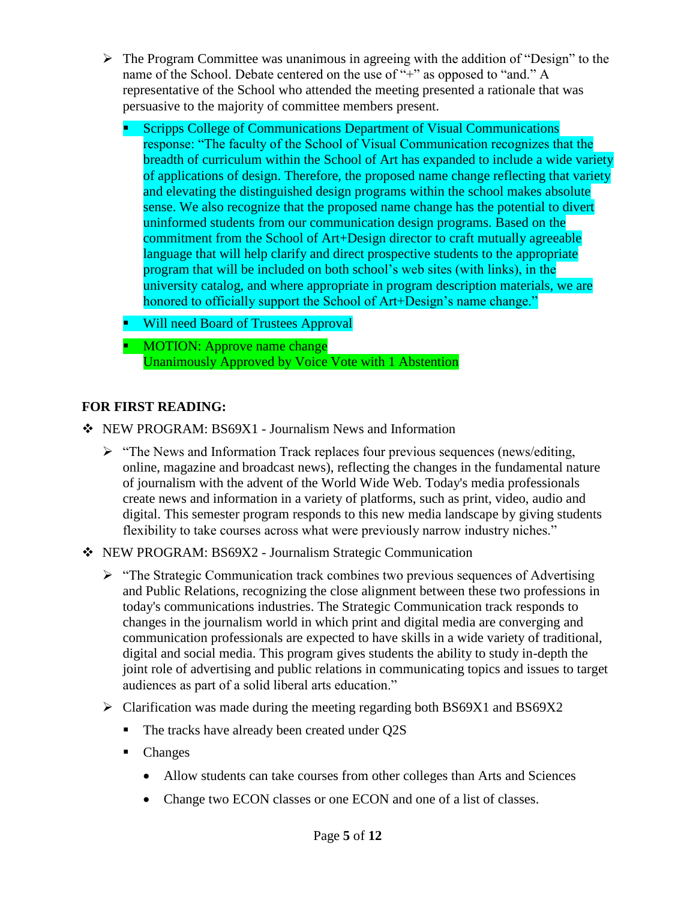- The Program Committee was unanimous in agreeing with the addition of "Design" to the name of the School. Debate centered on the use of "+" as opposed to "and." A representative of the School who attended the meeting presented a rationale that was persuasive to the majority of committee members present.
  - Scripps College of Communications Department of Visual Communications response: "The faculty of the School of Visual Communication recognizes that the breadth of curriculum within the School of Art has expanded to include a wide variety of applications of design. Therefore, the proposed name change reflecting that variety and elevating the distinguished design programs within the school makes absolute sense. We also recognize that the proposed name change has the potential to divert uninformed students from our communication design programs. Based on the commitment from the School of Art+Design director to craft mutually agreeable language that will help clarify and direct prospective students to the appropriate program that will be included on both school's web sites (with links), in the university catalog, and where appropriate in program description materials, we are honored to officially support the School of Art+Design's name change."
  - Will need Board of Trustees Approval
  - MOTION: Approve name change
    Unanimously Approved by Voice Vote with 1 Abstention

**FOR FIRST READING:**

- NEW PROGRAM: BS69X1 - Journalism News and Information
  - "The News and Information Track replaces four previous sequences (news/editing, online, magazine and broadcast news), reflecting the changes in the fundamental nature of journalism with the advent of the World Wide Web. Today's media professionals create news and information in a variety of platforms, such as print, video, audio and digital. This semester program responds to this new media landscape by giving students flexibility to take courses across what were previously narrow industry niches."
- NEW PROGRAM: BS69X2 - Journalism Strategic Communication
  - "The Strategic Communication track combines two previous sequences of Advertising and Public Relations, recognizing the close alignment between these two professions in today's communications industries. The Strategic Communication track responds to changes in the journalism world in which print and digital media are converging and communication professionals are expected to have skills in a wide variety of traditional, digital and social media. This program gives students the ability to study in-depth the joint role of advertising and public relations in communicating topics and issues to target audiences as part of a solid liberal arts education."
  - Clarification was made during the meeting regarding both BS69X1 and BS69X2
    - The tracks have already been created under Q2S
    - Changes
      - Allow students can take courses from other colleges than Arts and Sciences
      - Change two ECON classes or one ECON and one of a list of classes.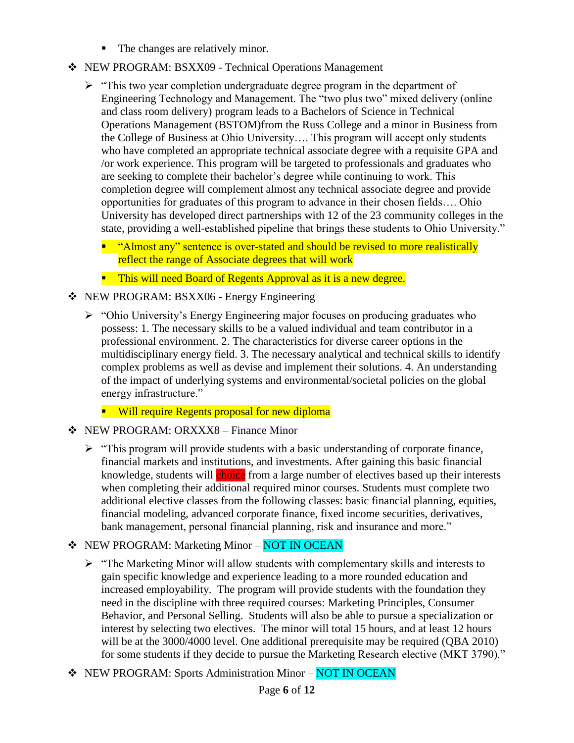- The changes are relatively minor.

- NEW PROGRAM: BSXX09 - Technical Operations Management
  - "This two year completion undergraduate degree program in the department of Engineering Technology and Management. The "two plus two" mixed delivery (online and class room delivery) program leads to a Bachelors of Science in Technical Operations Management (BSTOM)from the Russ College and a minor in Business from the College of Business at Ohio University…. This program will accept only students who have completed an appropriate technical associate degree with a requisite GPA and /or work experience. This program will be targeted to professionals and graduates who are seeking to complete their bachelor's degree while continuing to work. This completion degree will complement almost any technical associate degree and provide opportunities for graduates of this program to advance in their chosen fields…. Ohio University has developed direct partnerships with 12 of the 23 community colleges in the state, providing a well-established pipeline that brings these students to Ohio University."
    - "Almost any" sentence is over-stated and should be revised to more realistically reflect the range of Associate degrees that will work
    - This will need Board of Regents Approval as it is a new degree.

- NEW PROGRAM: BSXX06 - Energy Engineering
  - "Ohio University's Energy Engineering major focuses on producing graduates who possess: 1. The necessary skills to be a valued individual and team contributor in a professional environment. 2. The characteristics for diverse career options in the multidisciplinary energy field. 3. The necessary analytical and technical skills to identify complex problems as well as devise and implement their solutions. 4. An understanding of the impact of underlying systems and environmental/societal policies on the global energy infrastructure."
    - Will require Regents proposal for new diploma

- NEW PROGRAM: ORXXX8 – Finance Minor
  - "This program will provide students with a basic understanding of corporate finance, financial markets and institutions, and investments. After gaining this basic financial knowledge, students will choice from a large number of electives based up their interests when completing their additional required minor courses. Students must complete two additional elective classes from the following classes: basic financial planning, equities, financial modeling, advanced corporate finance, fixed income securities, derivatives, bank management, personal financial planning, risk and insurance and more."

- NEW PROGRAM: Marketing Minor – NOT IN OCEAN
  - "The Marketing Minor will allow students with complementary skills and interests to gain specific knowledge and experience leading to a more rounded education and increased employability. The program will provide students with the foundation they need in the discipline with three required courses: Marketing Principles, Consumer Behavior, and Personal Selling. Students will also be able to pursue a specialization or interest by selecting two electives. The minor will total 15 hours, and at least 12 hours will be at the 3000/4000 level. One additional prerequisite may be required (QBA 2010) for some students if they decide to pursue the Marketing Research elective (MKT 3790)."

- NEW PROGRAM: Sports Administration Minor – NOT IN OCEAN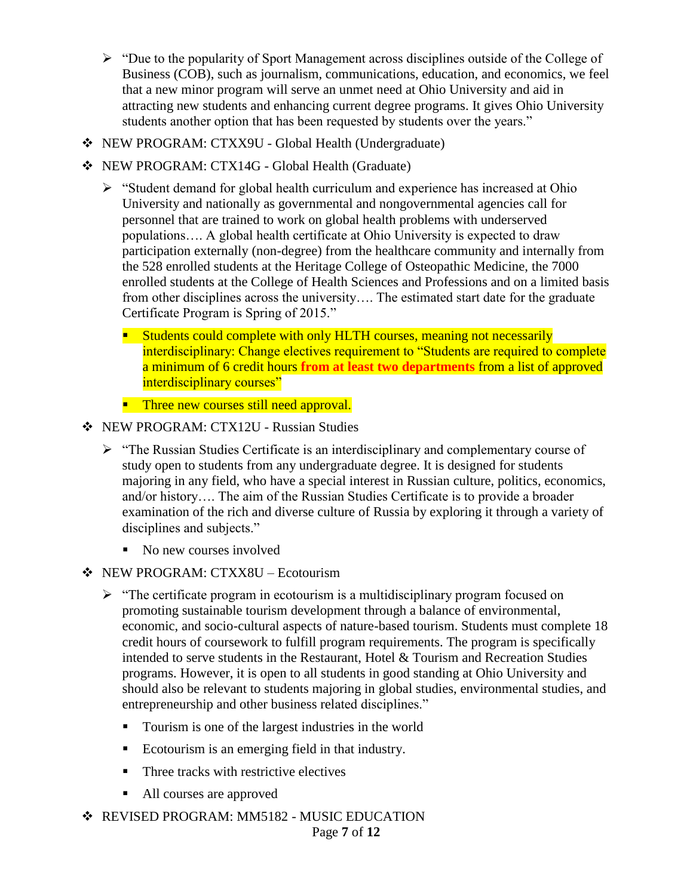- "Due to the popularity of Sport Management across disciplines outside of the College of Business (COB), such as journalism, communications, education, and economics, we feel that a new minor program will serve an unmet need at Ohio University and aid in attracting new students and enhancing current degree programs. It gives Ohio University students another option that has been requested by students over the years."

- NEW PROGRAM: CTXX9U - Global Health (Undergraduate)
- NEW PROGRAM: CTX14G - Global Health (Graduate)
  - "Student demand for global health curriculum and experience has increased at Ohio University and nationally as governmental and nongovernmental agencies call for personnel that are trained to work on global health problems with underserved populations…. A global health certificate at Ohio University is expected to draw participation externally (non-degree) from the healthcare community and internally from the 528 enrolled students at the Heritage College of Osteopathic Medicine, the 7000 enrolled students at the College of Health Sciences and Professions and on a limited basis from other disciplines across the university…. The estimated start date for the graduate Certificate Program is Spring of 2015."
    - Students could complete with only HLTH courses, meaning not necessarily interdisciplinary: Change electives requirement to "Students are required to complete a minimum of 6 credit hours **from at least two departments** from a list of approved interdisciplinary courses"
    - Three new courses still need approval.
- NEW PROGRAM: CTX12U - Russian Studies
  - "The Russian Studies Certificate is an interdisciplinary and complementary course of study open to students from any undergraduate degree. It is designed for students majoring in any field, who have a special interest in Russian culture, politics, economics, and/or history…. The aim of the Russian Studies Certificate is to provide a broader examination of the rich and diverse culture of Russia by exploring it through a variety of disciplines and subjects."
    - No new courses involved
- NEW PROGRAM: CTXX8U – Ecotourism
  - "The certificate program in ecotourism is a multidisciplinary program focused on promoting sustainable tourism development through a balance of environmental, economic, and socio-cultural aspects of nature-based tourism. Students must complete 18 credit hours of coursework to fulfill program requirements. The program is specifically intended to serve students in the Restaurant, Hotel & Tourism and Recreation Studies programs. However, it is open to all students in good standing at Ohio University and should also be relevant to students majoring in global studies, environmental studies, and entrepreneurship and other business related disciplines."
    - Tourism is one of the largest industries in the world
    - Ecotourism is an emerging field in that industry.
    - Three tracks with restrictive electives
    - All courses are approved
- REVISED PROGRAM: MM5182 - MUSIC EDUCATION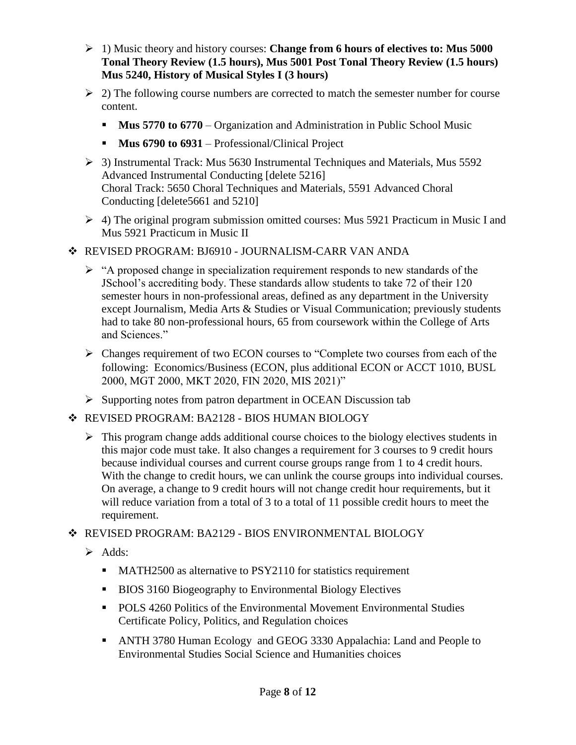- 1) Music theory and history courses: **Change from 6 hours of electives to: Mus 5000 Tonal Theory Review (1.5 hours), Mus 5001 Post Tonal Theory Review (1.5 hours) Mus 5240, History of Musical Styles I (3 hours)**
- 2) The following course numbers are corrected to match the semester number for course content.
  - **Mus 5770 to 6770** – Organization and Administration in Public School Music
  - **Mus 6790 to 6931** – Professional/Clinical Project
- 3) Instrumental Track: Mus 5630 Instrumental Techniques and Materials, Mus 5592 Advanced Instrumental Conducting [delete 5216]
  Choral Track: 5650 Choral Techniques and Materials, 5591 Advanced Choral Conducting [delete5661 and 5210]
- 4) The original program submission omitted courses: Mus 5921 Practicum in Music I and Mus 5921 Practicum in Music II

- REVISED PROGRAM: BJ6910 - JOURNALISM-CARR VAN ANDA
  - "A proposed change in specialization requirement responds to new standards of the JSchool's accrediting body. These standards allow students to take 72 of their 120 semester hours in non-professional areas, defined as any department in the University except Journalism, Media Arts & Studies or Visual Communication; previously students had to take 80 non-professional hours, 65 from coursework within the College of Arts and Sciences."
  - Changes requirement of two ECON courses to "Complete two courses from each of the following: Economics/Business (ECON, plus additional ECON or ACCT 1010, BUSL 2000, MGT 2000, MKT 2020, FIN 2020, MIS 2021)"
  - Supporting notes from patron department in OCEAN Discussion tab

- REVISED PROGRAM: BA2128 - BIOS HUMAN BIOLOGY
  - This program change adds additional course choices to the biology electives students in this major code must take. It also changes a requirement for 3 courses to 9 credit hours because individual courses and current course groups range from 1 to 4 credit hours. With the change to credit hours, we can unlink the course groups into individual courses. On average, a change to 9 credit hours will not change credit hour requirements, but it will reduce variation from a total of 3 to a total of 11 possible credit hours to meet the requirement.

- REVISED PROGRAM: BA2129 - BIOS ENVIRONMENTAL BIOLOGY
  - Adds:
    - MATH2500 as alternative to PSY2110 for statistics requirement
    - BIOS 3160 Biogeography to Environmental Biology Electives
    - POLS 4260 Politics of the Environmental Movement Environmental Studies Certificate Policy, Politics, and Regulation choices
    - ANTH 3780 Human Ecology and GEOG 3330 Appalachia: Land and People to Environmental Studies Social Science and Humanities choices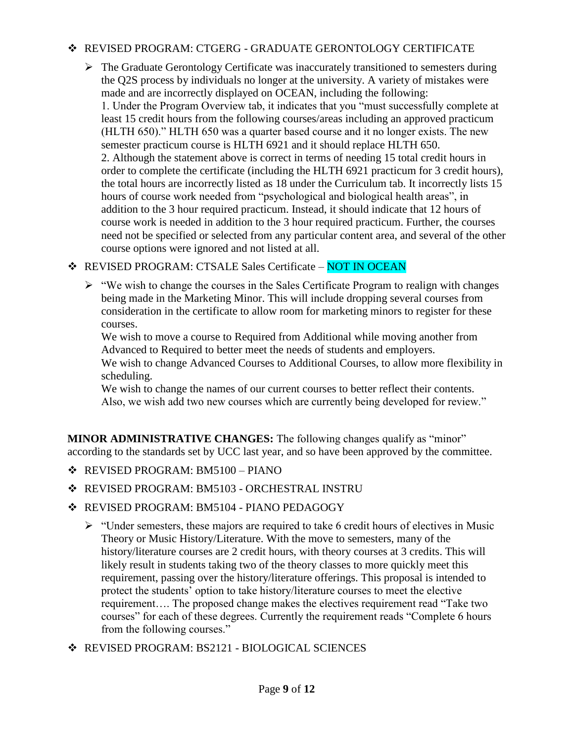- REVISED PROGRAM: CTGERG - GRADUATE GERONTOLOGY CERTIFICATE
  - The Graduate Gerontology Certificate was inaccurately transitioned to semesters during the Q2S process by individuals no longer at the university. A variety of mistakes were made and are incorrectly displayed on OCEAN, including the following:
    1. Under the Program Overview tab, it indicates that you "must successfully complete at least 15 credit hours from the following courses/areas including an approved practicum (HLTH 650)." HLTH 650 was a quarter based course and it no longer exists. The new semester practicum course is HLTH 6921 and it should replace HLTH 650.
    2. Although the statement above is correct in terms of needing 15 total credit hours in order to complete the certificate (including the HLTH 6921 practicum for 3 credit hours), the total hours are incorrectly listed as 18 under the Curriculum tab. It incorrectly lists 15 hours of course work needed from "psychological and biological health areas", in addition to the 3 hour required practicum. Instead, it should indicate that 12 hours of course work is needed in addition to the 3 hour required practicum. Further, the courses need not be specified or selected from any particular content area, and several of the other course options were ignored and not listed at all.
- REVISED PROGRAM: CTSALE Sales Certificate – NOT IN OCEAN
  - "We wish to change the courses in the Sales Certificate Program to realign with changes being made in the Marketing Minor. This will include dropping several courses from consideration in the certificate to allow room for marketing minors to register for these courses.
    We wish to move a course to Required from Additional while moving another from Advanced to Required to better meet the needs of students and employers.
    We wish to change Advanced Courses to Additional Courses, to allow more flexibility in scheduling.
    We wish to change the names of our current courses to better reflect their contents.
    Also, we wish add two new courses which are currently being developed for review."

**MINOR ADMINISTRATIVE CHANGES:** The following changes qualify as "minor" according to the standards set by UCC last year, and so have been approved by the committee.

- REVISED PROGRAM: BM5100 – PIANO
- REVISED PROGRAM: BM5103 - ORCHESTRAL INSTRU
- REVISED PROGRAM: BM5104 - PIANO PEDAGOGY
  - "Under semesters, these majors are required to take 6 credit hours of electives in Music Theory or Music History/Literature. With the move to semesters, many of the history/literature courses are 2 credit hours, with theory courses at 3 credits. This will likely result in students taking two of the theory classes to more quickly meet this requirement, passing over the history/literature offerings. This proposal is intended to protect the students' option to take history/literature courses to meet the elective requirement…. The proposed change makes the electives requirement read "Take two courses" for each of these degrees. Currently the requirement reads "Complete 6 hours from the following courses."
- REVISED PROGRAM: BS2121 - BIOLOGICAL SCIENCES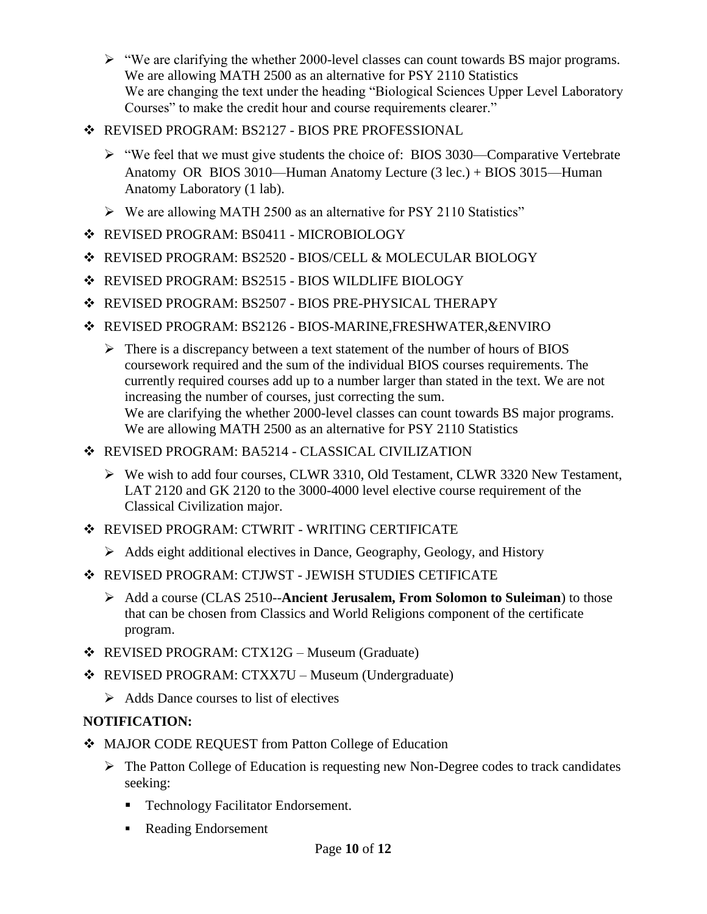- "We are clarifying the whether 2000-level classes can count towards BS major programs.
  We are allowing MATH 2500 as an alternative for PSY 2110 Statistics
  We are changing the text under the heading "Biological Sciences Upper Level Laboratory Courses" to make the credit hour and course requirements clearer."

- REVISED PROGRAM: BS2127 - BIOS PRE PROFESSIONAL
  - "We feel that we must give students the choice of: BIOS 3030—Comparative Vertebrate Anatomy OR BIOS 3010—Human Anatomy Lecture (3 lec.) + BIOS 3015—Human Anatomy Laboratory (1 lab).
  - We are allowing MATH 2500 as an alternative for PSY 2110 Statistics"
- REVISED PROGRAM: BS0411 - MICROBIOLOGY
- REVISED PROGRAM: BS2520 - BIOS/CELL & MOLECULAR BIOLOGY
- REVISED PROGRAM: BS2515 - BIOS WILDLIFE BIOLOGY
- REVISED PROGRAM: BS2507 - BIOS PRE-PHYSICAL THERAPY
- REVISED PROGRAM: BS2126 - BIOS-MARINE,FRESHWATER,&ENVIRO
  - There is a discrepancy between a text statement of the number of hours of BIOS coursework required and the sum of the individual BIOS courses requirements. The currently required courses add up to a number larger than stated in the text. We are not increasing the number of courses, just correcting the sum.
    We are clarifying the whether 2000-level classes can count towards BS major programs.
    We are allowing MATH 2500 as an alternative for PSY 2110 Statistics
- REVISED PROGRAM: BA5214 - CLASSICAL CIVILIZATION
  - We wish to add four courses, CLWR 3310, Old Testament, CLWR 3320 New Testament, LAT 2120 and GK 2120 to the 3000-4000 level elective course requirement of the Classical Civilization major.
- REVISED PROGRAM: CTWRIT - WRITING CERTIFICATE
  - Adds eight additional electives in Dance, Geography, Geology, and History
- REVISED PROGRAM: CTJWST - JEWISH STUDIES CETIFICATE
  - Add a course (CLAS 2510--**Ancient Jerusalem, From Solomon to Suleiman**) to those that can be chosen from Classics and World Religions component of the certificate program.
- REVISED PROGRAM: CTX12G – Museum (Graduate)
- REVISED PROGRAM: CTXX7U – Museum (Undergraduate)
  - Adds Dance courses to list of electives

**NOTIFICATION:**

- MAJOR CODE REQUEST from Patton College of Education
  - The Patton College of Education is requesting new Non-Degree codes to track candidates seeking:
    - Technology Facilitator Endorsement.
    - Reading Endorsement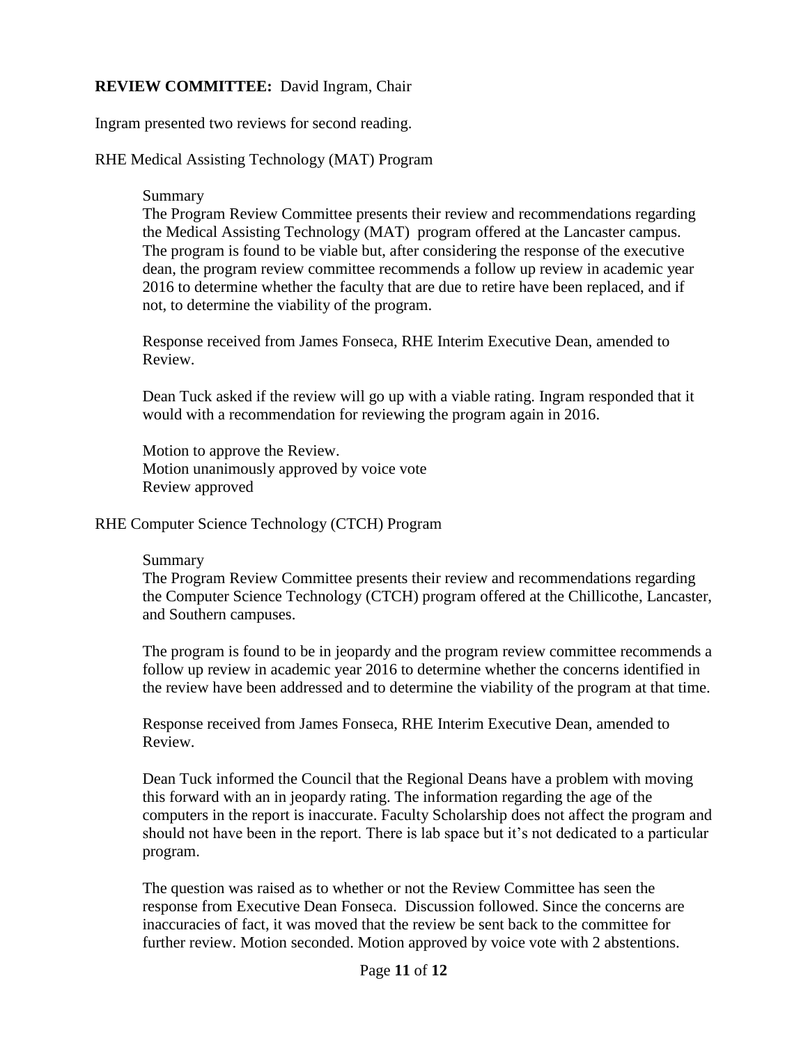**REVIEW COMMITTEE:** David Ingram, Chair

Ingram presented two reviews for second reading.

RHE Medical Assisting Technology (MAT) Program

Summary

The Program Review Committee presents their review and recommendations regarding the Medical Assisting Technology (MAT) program offered at the Lancaster campus. The program is found to be viable but, after considering the response of the executive dean, the program review committee recommends a follow up review in academic year 2016 to determine whether the faculty that are due to retire have been replaced, and if not, to determine the viability of the program.

Response received from James Fonseca, RHE Interim Executive Dean, amended to Review.

Dean Tuck asked if the review will go up with a viable rating. Ingram responded that it would with a recommendation for reviewing the program again in 2016.

Motion to approve the Review.
Motion unanimously approved by voice vote
Review approved

RHE Computer Science Technology (CTCH) Program

Summary

The Program Review Committee presents their review and recommendations regarding the Computer Science Technology (CTCH) program offered at the Chillicothe, Lancaster, and Southern campuses.

The program is found to be in jeopardy and the program review committee recommends a follow up review in academic year 2016 to determine whether the concerns identified in the review have been addressed and to determine the viability of the program at that time.

Response received from James Fonseca, RHE Interim Executive Dean, amended to Review.

Dean Tuck informed the Council that the Regional Deans have a problem with moving this forward with an in jeopardy rating. The information regarding the age of the computers in the report is inaccurate. Faculty Scholarship does not affect the program and should not have been in the report. There is lab space but it's not dedicated to a particular program.

The question was raised as to whether or not the Review Committee has seen the response from Executive Dean Fonseca. Discussion followed. Since the concerns are inaccuracies of fact, it was moved that the review be sent back to the committee for further review. Motion seconded. Motion approved by voice vote with 2 abstentions.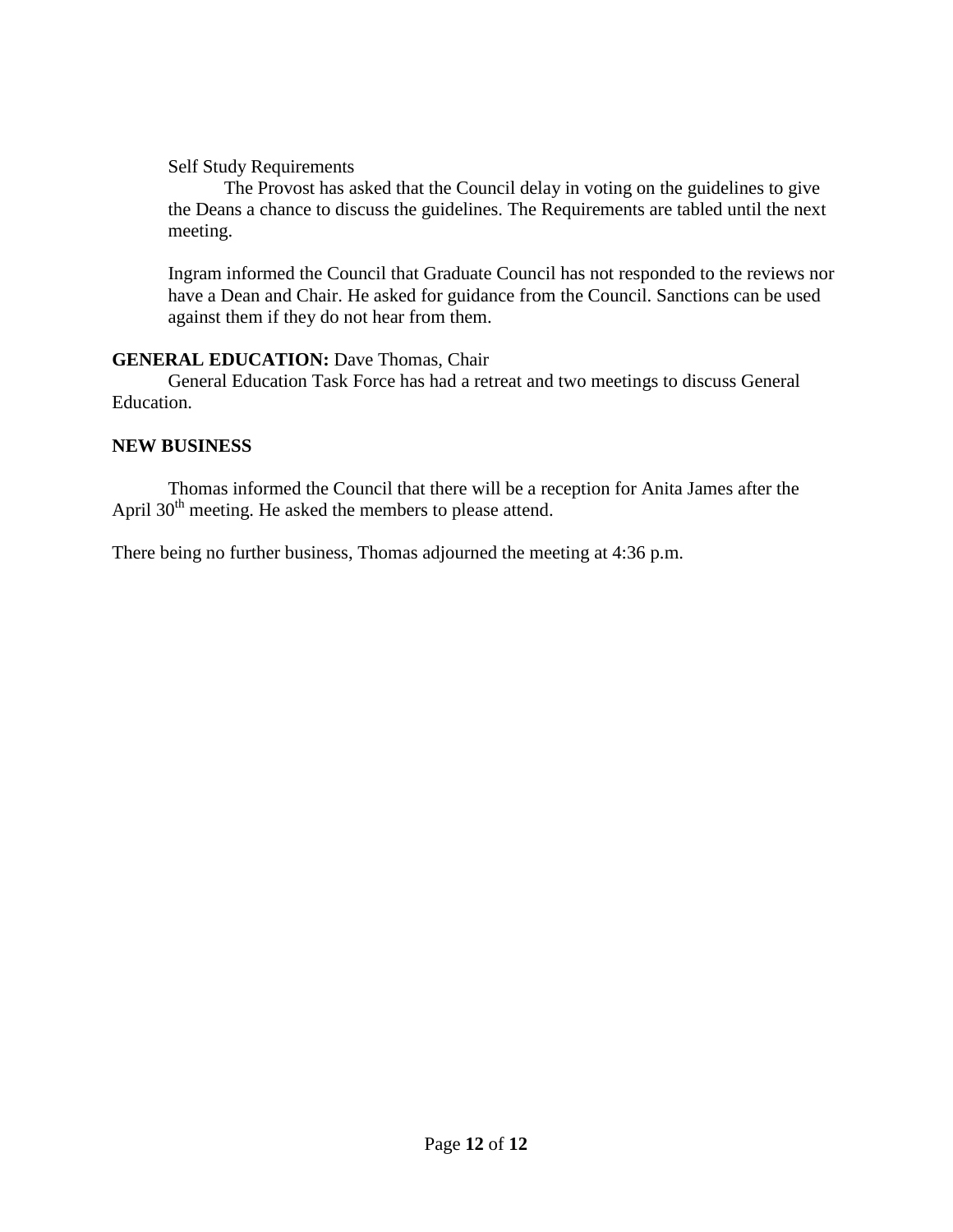Self Study Requirements

The Provost has asked that the Council delay in voting on the guidelines to give the Deans a chance to discuss the guidelines. The Requirements are tabled until the next meeting.

Ingram informed the Council that Graduate Council has not responded to the reviews nor have a Dean and Chair. He asked for guidance from the Council. Sanctions can be used against them if they do not hear from them.

**GENERAL EDUCATION:** Dave Thomas, Chair

General Education Task Force has had a retreat and two meetings to discuss General Education.

**NEW BUSINESS**

Thomas informed the Council that there will be a reception for Anita James after the April 30th meeting. He asked the members to please attend.

There being no further business, Thomas adjourned the meeting at 4:36 p.m.